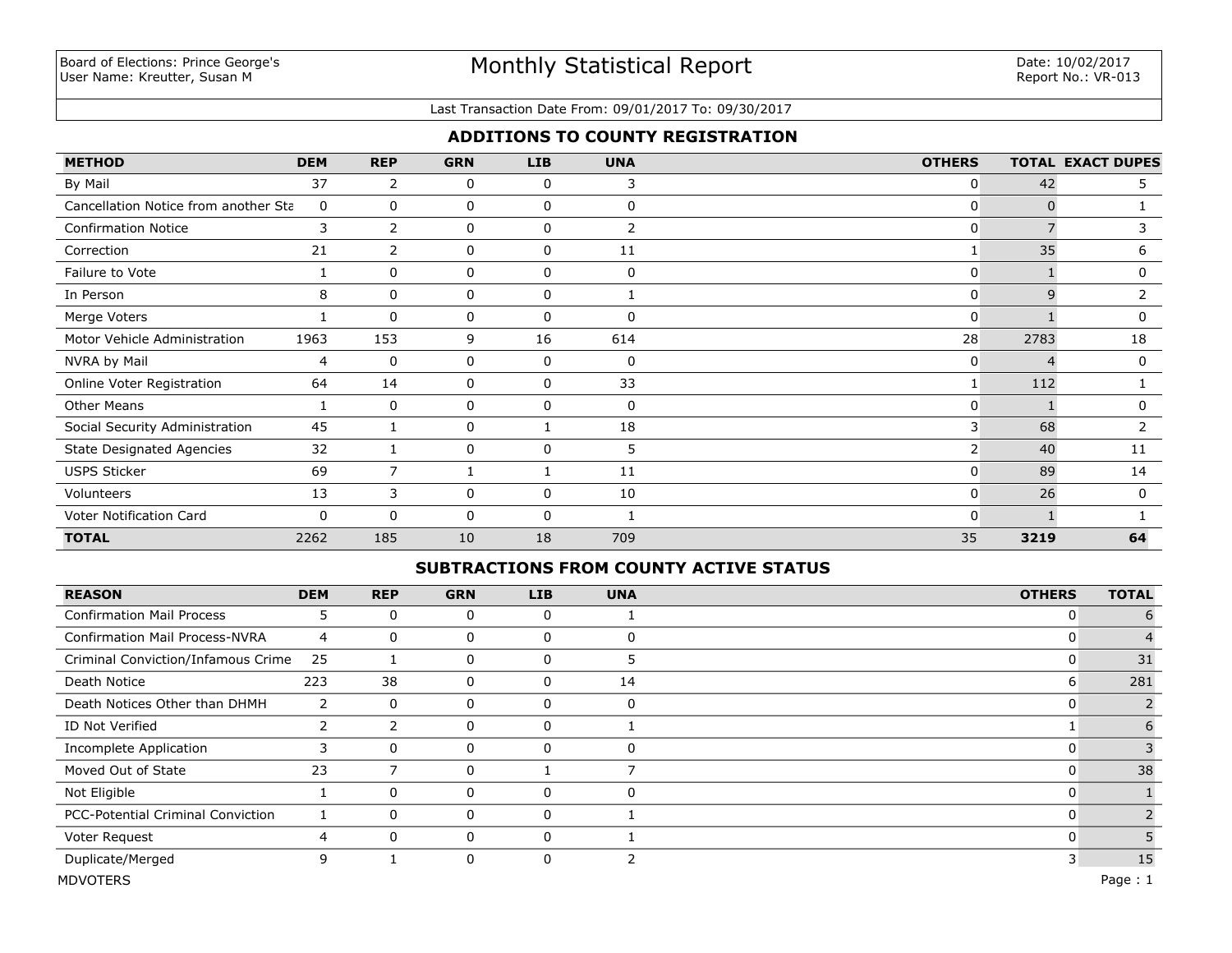Board of Elections: Prince George's
User Name: Kreutter, Susan M

# Monthly Statistical Report

Date: 10/02/2017
Report No.: VR-013

Last Transaction Date From: 09/01/2017 To: 09/30/2017

## ADDITIONS TO COUNTY REGISTRATION

| METHOD | DEM | REP | GRN | LIB | UNA | OTHERS | TOTAL | EXACT DUPES |
|---|---|---|---|---|---|---|---|---|
| By Mail | 37 | 2 | 0 | 0 | 3 | 0 | 42 | 5 |
| Cancellation Notice from another Sta | 0 | 0 | 0 | 0 | 0 | 0 | 0 | 1 |
| Confirmation Notice | 3 | 2 | 0 | 0 | 2 | 0 | 7 | 3 |
| Correction | 21 | 2 | 0 | 0 | 11 | 1 | 35 | 6 |
| Failure to Vote | 1 | 0 | 0 | 0 | 0 | 0 | 1 | 0 |
| In Person | 8 | 0 | 0 | 0 | 1 | 0 | 9 | 2 |
| Merge Voters | 1 | 0 | 0 | 0 | 0 | 0 | 1 | 0 |
| Motor Vehicle Administration | 1963 | 153 | 9 | 16 | 614 | 28 | 2783 | 18 |
| NVRA by Mail | 4 | 0 | 0 | 0 | 0 | 0 | 4 | 0 |
| Online Voter Registration | 64 | 14 | 0 | 0 | 33 | 1 | 112 | 1 |
| Other Means | 1 | 0 | 0 | 0 | 0 | 0 | 1 | 0 |
| Social Security Administration | 45 | 1 | 0 | 1 | 18 | 3 | 68 | 2 |
| State Designated Agencies | 32 | 1 | 0 | 0 | 5 | 2 | 40 | 11 |
| USPS Sticker | 69 | 7 | 1 | 1 | 11 | 0 | 89 | 14 |
| Volunteers | 13 | 3 | 0 | 0 | 10 | 0 | 26 | 0 |
| Voter Notification Card | 0 | 0 | 0 | 0 | 1 | 0 | 1 | 1 |
| **TOTAL** | 2262 | 185 | 10 | 18 | 709 | 35 | **3219** | **64** |

## SUBTRACTIONS FROM COUNTY ACTIVE STATUS

| REASON | DEM | REP | GRN | LIB | UNA | OTHERS | TOTAL |
|---|---|---|---|---|---|---|---|
| Confirmation Mail Process | 5 | 0 | 0 | 0 | 1 | 0 | 6 |
| Confirmation Mail Process-NVRA | 4 | 0 | 0 | 0 | 0 | 0 | 4 |
| Criminal Conviction/Infamous Crime | 25 | 1 | 0 | 0 | 5 | 0 | 31 |
| Death Notice | 223 | 38 | 0 | 0 | 14 | 6 | 281 |
| Death Notices Other than DHMH | 2 | 0 | 0 | 0 | 0 | 0 | 2 |
| ID Not Verified | 2 | 2 | 0 | 0 | 1 | 1 | 6 |
| Incomplete Application | 3 | 0 | 0 | 0 | 0 | 0 | 3 |
| Moved Out of State | 23 | 7 | 0 | 1 | 7 | 0 | 38 |
| Not Eligible | 1 | 0 | 0 | 0 | 0 | 0 | 1 |
| PCC-Potential Criminal Conviction | 1 | 0 | 0 | 0 | 1 | 0 | 2 |
| Voter Request | 4 | 0 | 0 | 0 | 1 | 0 | 5 |
| Duplicate/Merged | 9 | 1 | 0 | 0 | 2 | 3 | 15 |

MDVOTERS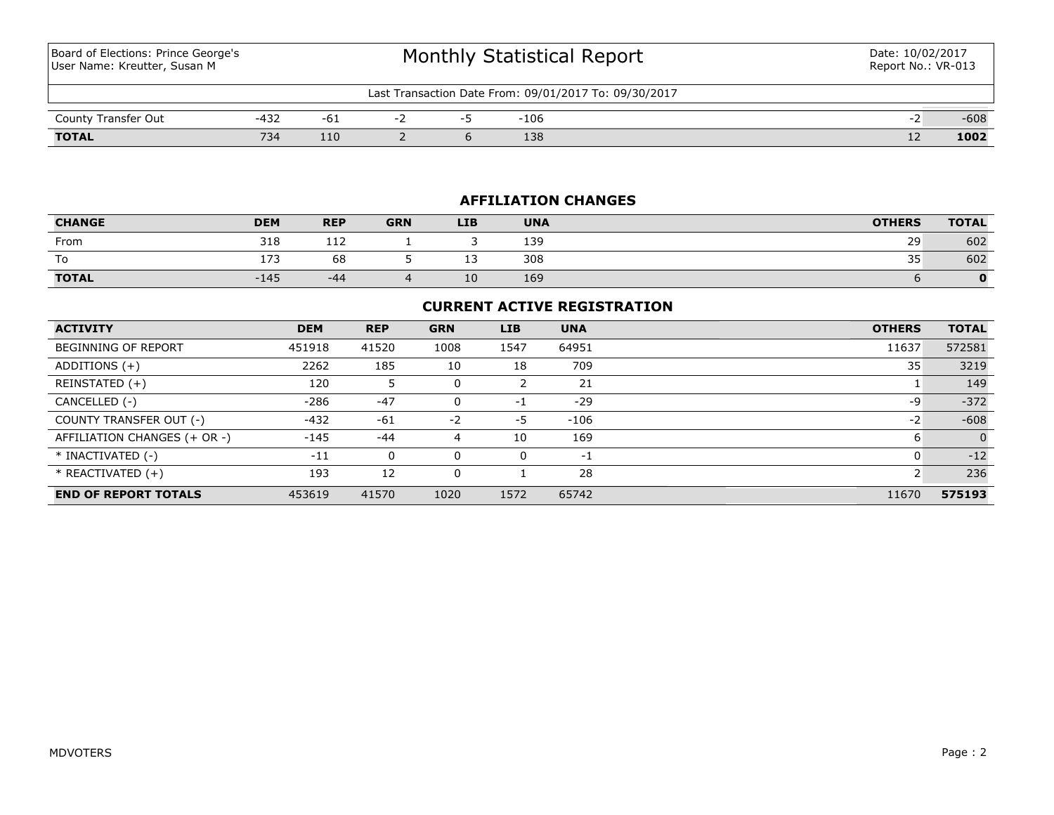Board of Elections: Prince George's
User Name: Kreutter, Susan M

# Monthly Statistical Report

Date: 10/02/2017
Report No.: VR-013

Last Transaction Date From: 09/01/2017 To: 09/30/2017

| | DEM | REP | GRN | LIB | UNA | OTHERS | TOTAL |
|---|---|---|---|---|---|---|---|
| County Transfer Out | -432 | -61 | -2 | -5 | -106 | -2 | -608 |
| **TOTAL** | 734 | 110 | 2 | 6 | 138 | 12 | **1002** |

## AFFILIATION CHANGES

| CHANGE | DEM | REP | GRN | LIB | UNA | OTHERS | TOTAL |
|---|---|---|---|---|---|---|---|
| From | 318 | 112 | 1 | 3 | 139 | 29 | 602 |
| To | 173 | 68 | 5 | 13 | 308 | 35 | 602 |
| **TOTAL** | -145 | -44 | 4 | 10 | 169 | 6 | **0** |

## CURRENT ACTIVE REGISTRATION

| ACTIVITY | DEM | REP | GRN | LIB | UNA | OTHERS | TOTAL |
|---|---|---|---|---|---|---|---|
| BEGINNING OF REPORT | 451918 | 41520 | 1008 | 1547 | 64951 | 11637 | 572581 |
| ADDITIONS (+) | 2262 | 185 | 10 | 18 | 709 | 35 | 3219 |
| REINSTATED (+) | 120 | 5 | 0 | 2 | 21 | 1 | 149 |
| CANCELLED (-) | -286 | -47 | 0 | -1 | -29 | -9 | -372 |
| COUNTY TRANSFER OUT (-) | -432 | -61 | -2 | -5 | -106 | -2 | -608 |
| AFFILIATION CHANGES (+ OR -) | -145 | -44 | 4 | 10 | 169 | 6 | 0 |
| * INACTIVATED (-) | -11 | 0 | 0 | 0 | -1 | 0 | -12 |
| * REACTIVATED (+) | 193 | 12 | 0 | 1 | 28 | 2 | 236 |
| **END OF REPORT TOTALS** | 453619 | 41570 | 1020 | 1572 | 65742 | 11670 | **575193** |

MDVOTERS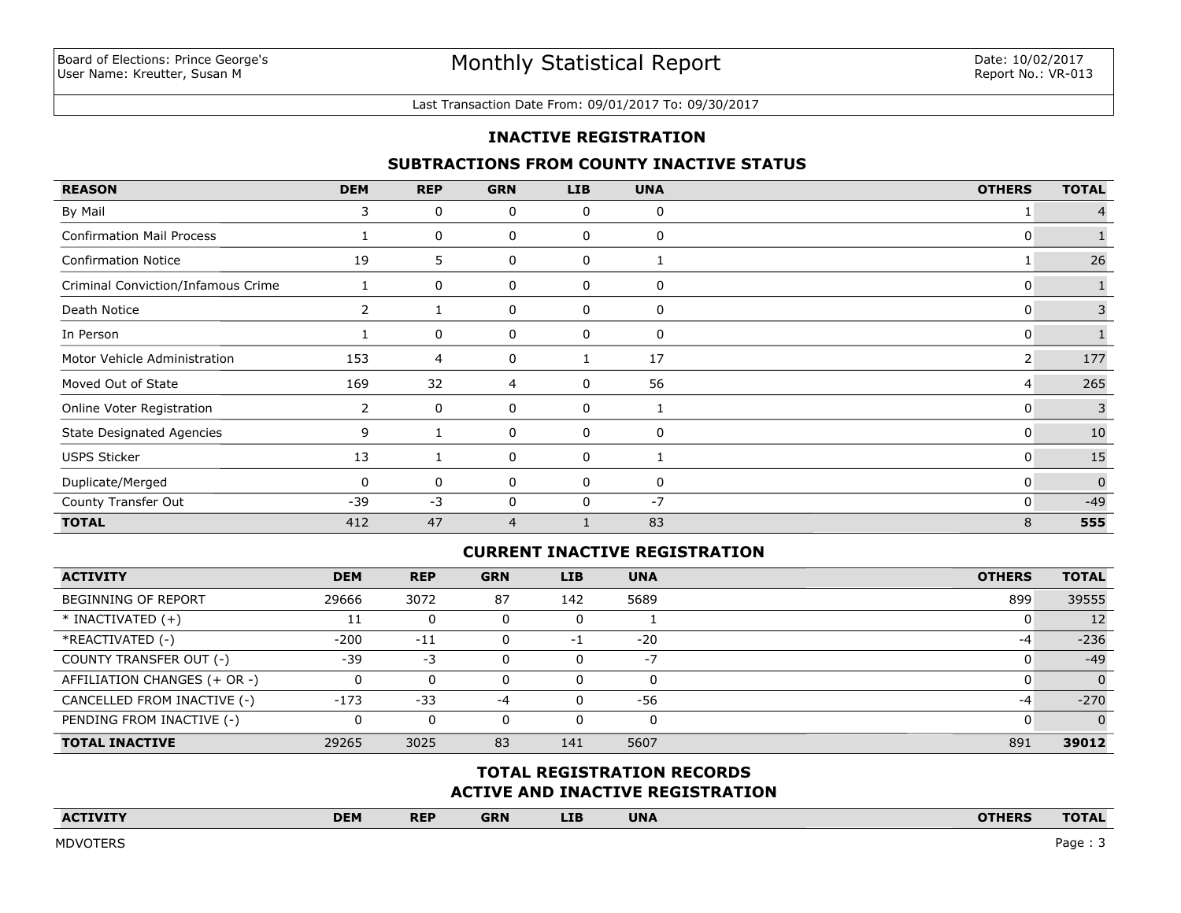Board of Elections: Prince George's
User Name: Kreutter, Susan M

# Monthly Statistical Report

Date: 10/02/2017
Report No.: VR-013

Last Transaction Date From: 09/01/2017 To: 09/30/2017

## INACTIVE REGISTRATION

### SUBTRACTIONS FROM COUNTY INACTIVE STATUS

| REASON | DEM | REP | GRN | LIB | UNA | OTHERS | TOTAL |
|---|---|---|---|---|---|---|---|
| By Mail | 3 | 0 | 0 | 0 | 0 | 1 | 4 |
| Confirmation Mail Process | 1 | 0 | 0 | 0 | 0 | 0 | 1 |
| Confirmation Notice | 19 | 5 | 0 | 0 | 1 | 1 | 26 |
| Criminal Conviction/Infamous Crime | 1 | 0 | 0 | 0 | 0 | 0 | 1 |
| Death Notice | 2 | 1 | 0 | 0 | 0 | 0 | 3 |
| In Person | 1 | 0 | 0 | 0 | 0 | 0 | 1 |
| Motor Vehicle Administration | 153 | 4 | 0 | 1 | 17 | 2 | 177 |
| Moved Out of State | 169 | 32 | 4 | 0 | 56 | 4 | 265 |
| Online Voter Registration | 2 | 0 | 0 | 0 | 1 | 0 | 3 |
| State Designated Agencies | 9 | 1 | 0 | 0 | 0 | 0 | 10 |
| USPS Sticker | 13 | 1 | 0 | 0 | 1 | 0 | 15 |
| Duplicate/Merged | 0 | 0 | 0 | 0 | 0 | 0 | 0 |
| County Transfer Out | -39 | -3 | 0 | 0 | -7 | 0 | -49 |
| **TOTAL** | 412 | 47 | 4 | 1 | 83 | 8 | **555** |

### CURRENT INACTIVE REGISTRATION

| ACTIVITY | DEM | REP | GRN | LIB | UNA | OTHERS | TOTAL |
|---|---|---|---|---|---|---|---|
| BEGINNING OF REPORT | 29666 | 3072 | 87 | 142 | 5689 | 899 | 39555 |
| * INACTIVATED (+) | 11 | 0 | 0 | 0 | 1 | 0 | 12 |
| *REACTIVATED (-) | -200 | -11 | 0 | -1 | -20 | -4 | -236 |
| COUNTY TRANSFER OUT (-) | -39 | -3 | 0 | 0 | -7 | 0 | -49 |
| AFFILIATION CHANGES (+ OR -) | 0 | 0 | 0 | 0 | 0 | 0 | 0 |
| CANCELLED FROM INACTIVE (-) | -173 | -33 | -4 | 0 | -56 | -4 | -270 |
| PENDING FROM INACTIVE (-) | 0 | 0 | 0 | 0 | 0 | 0 | 0 |
| **TOTAL INACTIVE** | 29265 | 3025 | 83 | 141 | 5607 | 891 | **39012** |

### TOTAL REGISTRATION RECORDS
### ACTIVE AND INACTIVE REGISTRATION

| ACTIVITY | DEM | REP | GRN | LIB | UNA | OTHERS | TOTAL |
|---|---|---|---|---|---|---|---|

MDVOTERS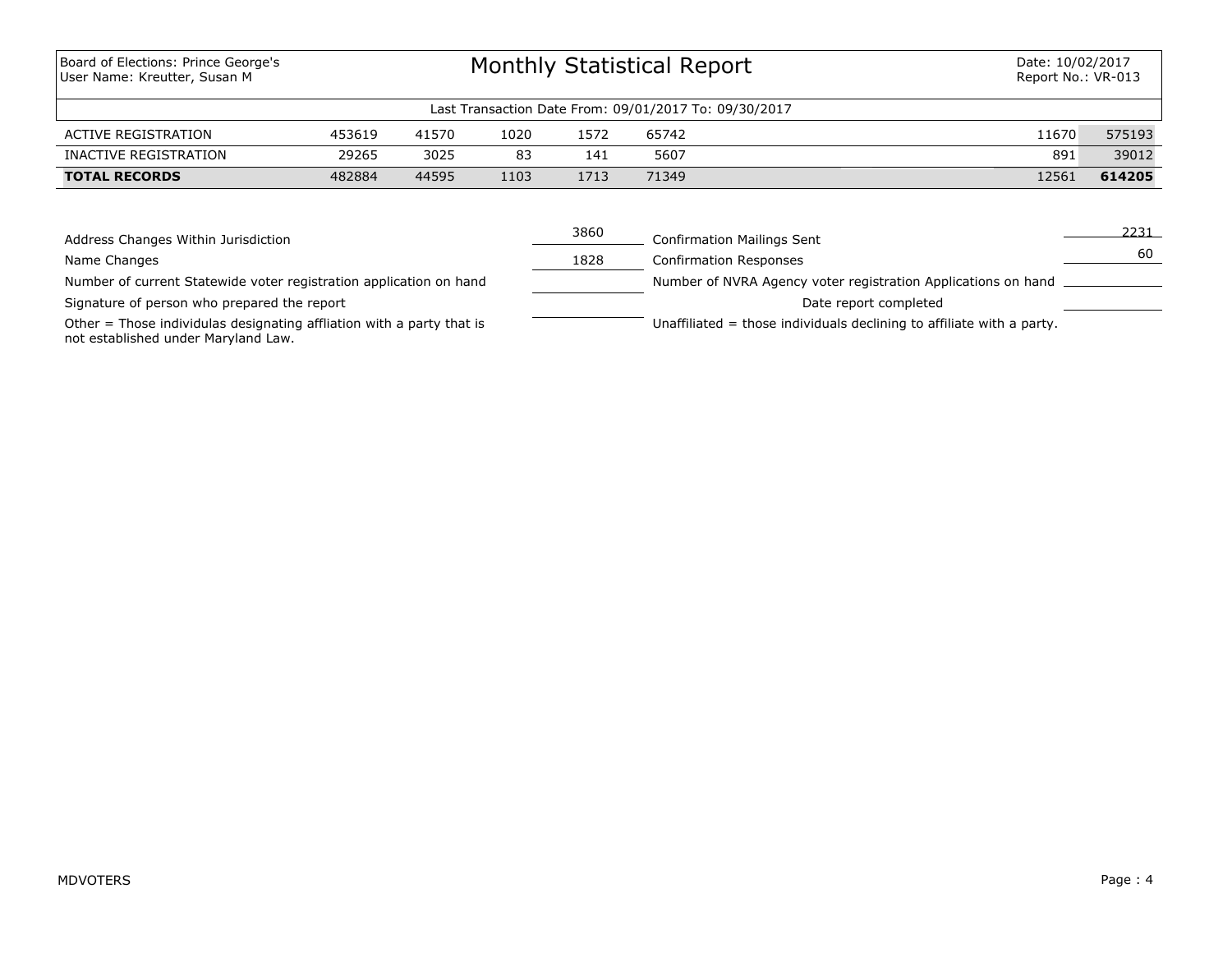Board of Elections: Prince George's
User Name: Kreutter, Susan M

# Monthly Statistical Report

Date: 10/02/2017
Report No.: VR-013

Last Transaction Date From: 09/01/2017 To: 09/30/2017

| | | | | | | | |
|---|---|---|---|---|---|---|---|
| ACTIVE REGISTRATION | 453619 | 41570 | 1020 | 1572 | 65742 | 11670 | 575193 |
| INACTIVE REGISTRATION | 29265 | 3025 | 83 | 141 | 5607 | 891 | 39012 |
| **TOTAL RECORDS** | 482884 | 44595 | 1103 | 1713 | 71349 | 12561 | **614205** |

| | | | |
|---|---|---|---|
| Address Changes Within Jurisdiction | 3860 | Confirmation Mailings Sent | 2231 |
| Name Changes | 1828 | Confirmation Responses | 60 |
| Number of current Statewide voter registration application on hand | | Number of NVRA Agency voter registration Applications on hand | |
| Signature of person who prepared the report | | Date report completed | |

Other = Those individulas designating affliation with a party that is not established under Maryland Law.

Unaffiliated = those individuals declining to affiliate with a party.

MDVOTERS